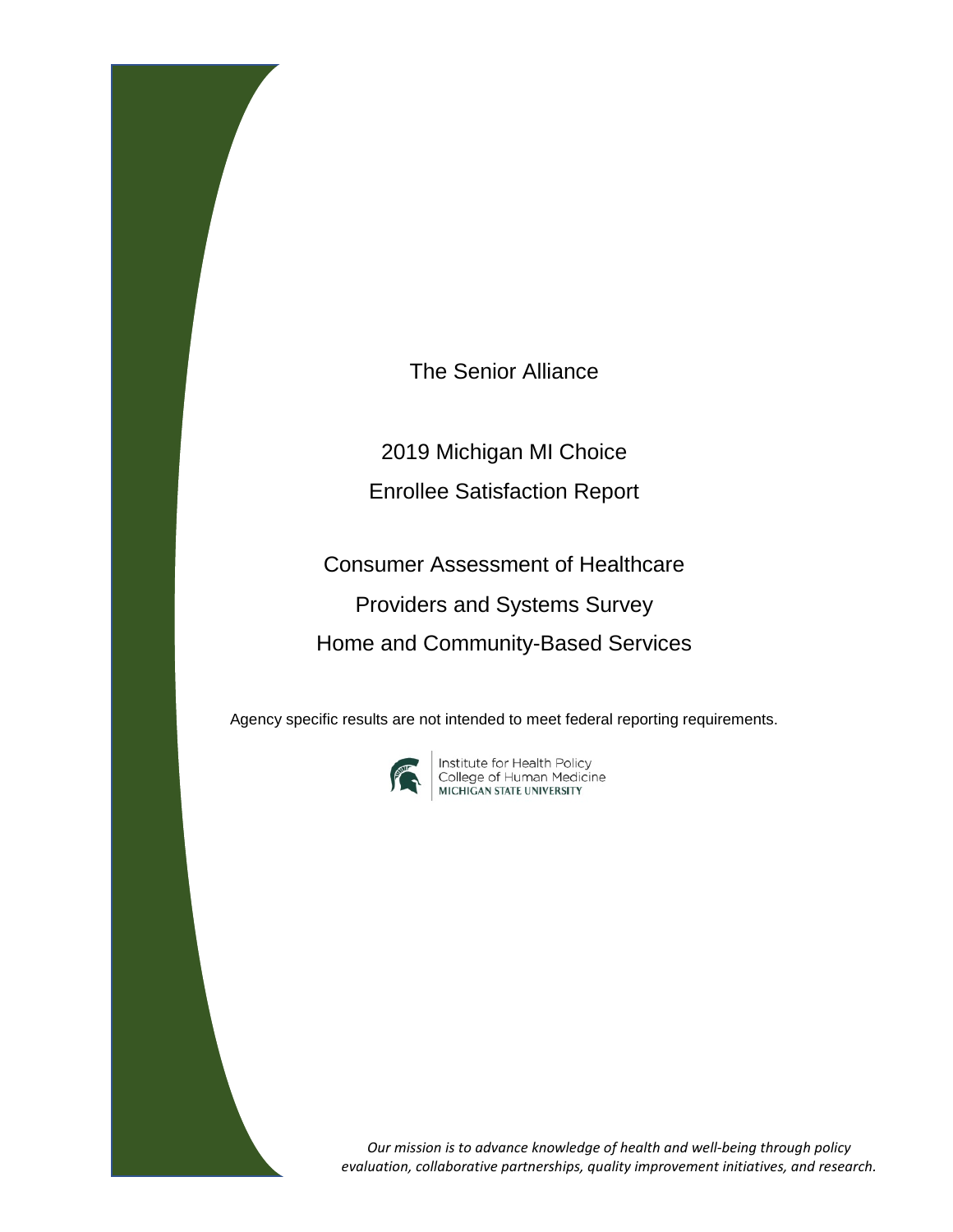# The Senior Alliance

## 2019 Michigan MI Choice

## Enrollee Satisfaction Report

## Consumer Assessment of Healthcare Providers and Systems Survey Home and Community-Based Services

Agency specific results are not intended to meet federal reporting requirements.

Institute for Health Policy
College of Human Medicine
MICHIGAN STATE UNIVERSITY

*Our mission is to advance knowledge of health and well-being through policy evaluation, collaborative partnerships, quality improvement initiatives, and research.*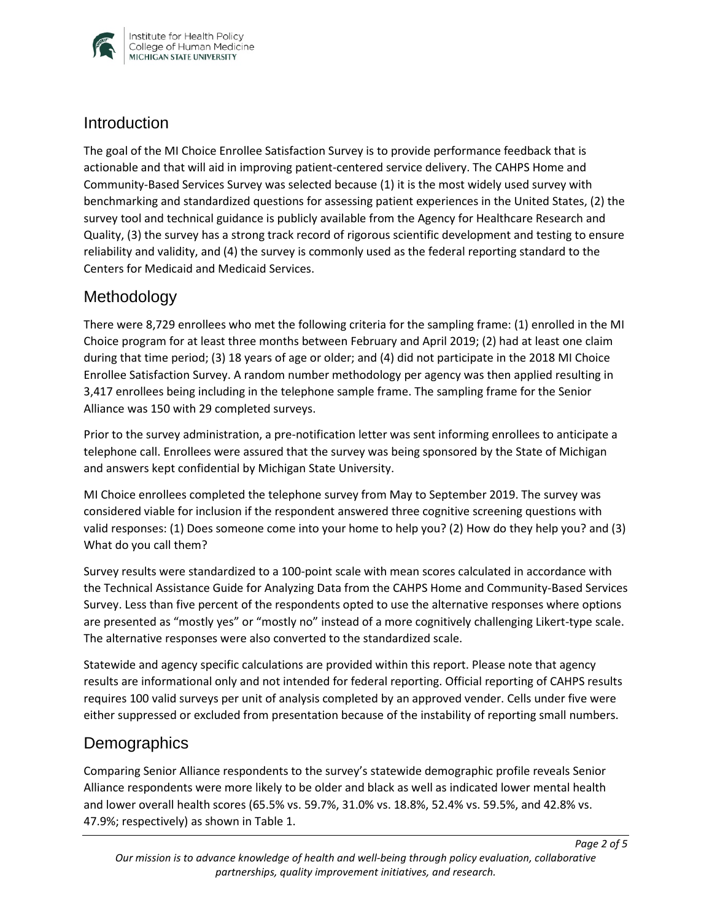## Introduction

The goal of the MI Choice Enrollee Satisfaction Survey is to provide performance feedback that is actionable and that will aid in improving patient-centered service delivery. The CAHPS Home and Community-Based Services Survey was selected because (1) it is the most widely used survey with benchmarking and standardized questions for assessing patient experiences in the United States, (2) the survey tool and technical guidance is publicly available from the Agency for Healthcare Research and Quality, (3) the survey has a strong track record of rigorous scientific development and testing to ensure reliability and validity, and (4) the survey is commonly used as the federal reporting standard to the Centers for Medicaid and Medicaid Services.

## Methodology

There were 8,729 enrollees who met the following criteria for the sampling frame: (1) enrolled in the MI Choice program for at least three months between February and April 2019; (2) had at least one claim during that time period; (3) 18 years of age or older; and (4) did not participate in the 2018 MI Choice Enrollee Satisfaction Survey. A random number methodology per agency was then applied resulting in 3,417 enrollees being including in the telephone sample frame. The sampling frame for the Senior Alliance was 150 with 29 completed surveys.

Prior to the survey administration, a pre-notification letter was sent informing enrollees to anticipate a telephone call. Enrollees were assured that the survey was being sponsored by the State of Michigan and answers kept confidential by Michigan State University.

MI Choice enrollees completed the telephone survey from May to September 2019. The survey was considered viable for inclusion if the respondent answered three cognitive screening questions with valid responses: (1) Does someone come into your home to help you? (2) How do they help you? and (3) What do you call them?

Survey results were standardized to a 100-point scale with mean scores calculated in accordance with the Technical Assistance Guide for Analyzing Data from the CAHPS Home and Community-Based Services Survey. Less than five percent of the respondents opted to use the alternative responses where options are presented as "mostly yes" or "mostly no" instead of a more cognitively challenging Likert-type scale. The alternative responses were also converted to the standardized scale.

Statewide and agency specific calculations are provided within this report. Please note that agency results are informational only and not intended for federal reporting. Official reporting of CAHPS results requires 100 valid surveys per unit of analysis completed by an approved vender. Cells under five were either suppressed or excluded from presentation because of the instability of reporting small numbers.

## Demographics

Comparing Senior Alliance respondents to the survey's statewide demographic profile reveals Senior Alliance respondents were more likely to be older and black as well as indicated lower mental health and lower overall health scores (65.5% vs. 59.7%, 31.0% vs. 18.8%, 52.4% vs. 59.5%, and 42.8% vs. 47.9%; respectively) as shown in Table 1.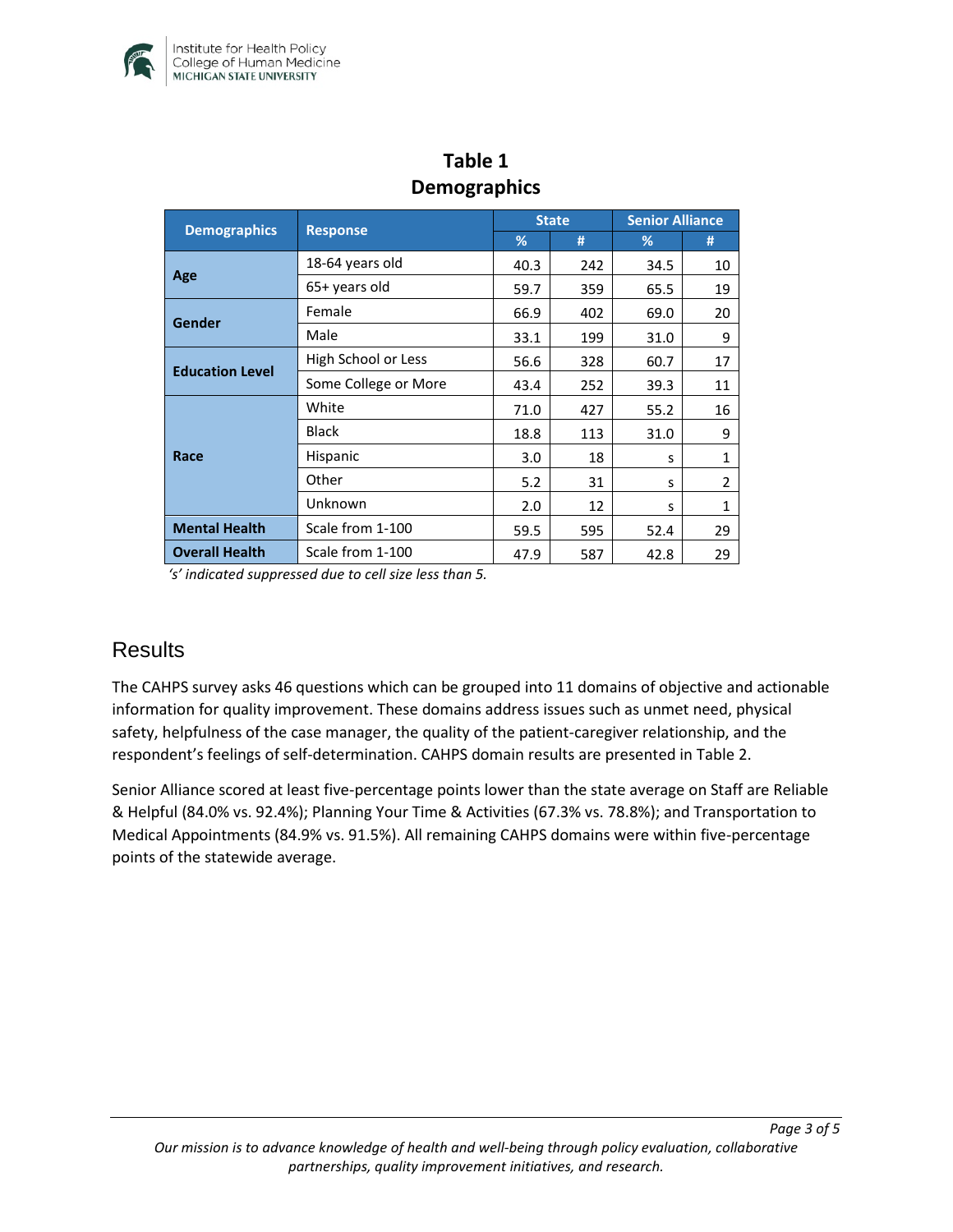# Table 1
# Demographics

| Demographics | Response | State | | Senior Alliance | |
|---|---|---|---|---|---|
| | | % | # | % | # |
| Age | 18-64 years old | 40.3 | 242 | 34.5 | 10 |
| | 65+ years old | 59.7 | 359 | 65.5 | 19 |
| Gender | Female | 66.9 | 402 | 69.0 | 20 |
| | Male | 33.1 | 199 | 31.0 | 9 |
| Education Level | High School or Less | 56.6 | 328 | 60.7 | 17 |
| | Some College or More | 43.4 | 252 | 39.3 | 11 |
| Race | White | 71.0 | 427 | 55.2 | 16 |
| | Black | 18.8 | 113 | 31.0 | 9 |
| | Hispanic | 3.0 | 18 | s | 1 |
| | Other | 5.2 | 31 | s | 2 |
| | Unknown | 2.0 | 12 | s | 1 |
| Mental Health | Scale from 1-100 | 59.5 | 595 | 52.4 | 29 |
| Overall Health | Scale from 1-100 | 47.9 | 587 | 42.8 | 29 |

*'s' indicated suppressed due to cell size less than 5.*

## Results

The CAHPS survey asks 46 questions which can be grouped into 11 domains of objective and actionable information for quality improvement. These domains address issues such as unmet need, physical safety, helpfulness of the case manager, the quality of the patient-caregiver relationship, and the respondent's feelings of self-determination. CAHPS domain results are presented in Table 2.

Senior Alliance scored at least five-percentage points lower than the state average on Staff are Reliable & Helpful (84.0% vs. 92.4%); Planning Your Time & Activities (67.3% vs. 78.8%); and Transportation to Medical Appointments (84.9% vs. 91.5%). All remaining CAHPS domains were within five-percentage points of the statewide average.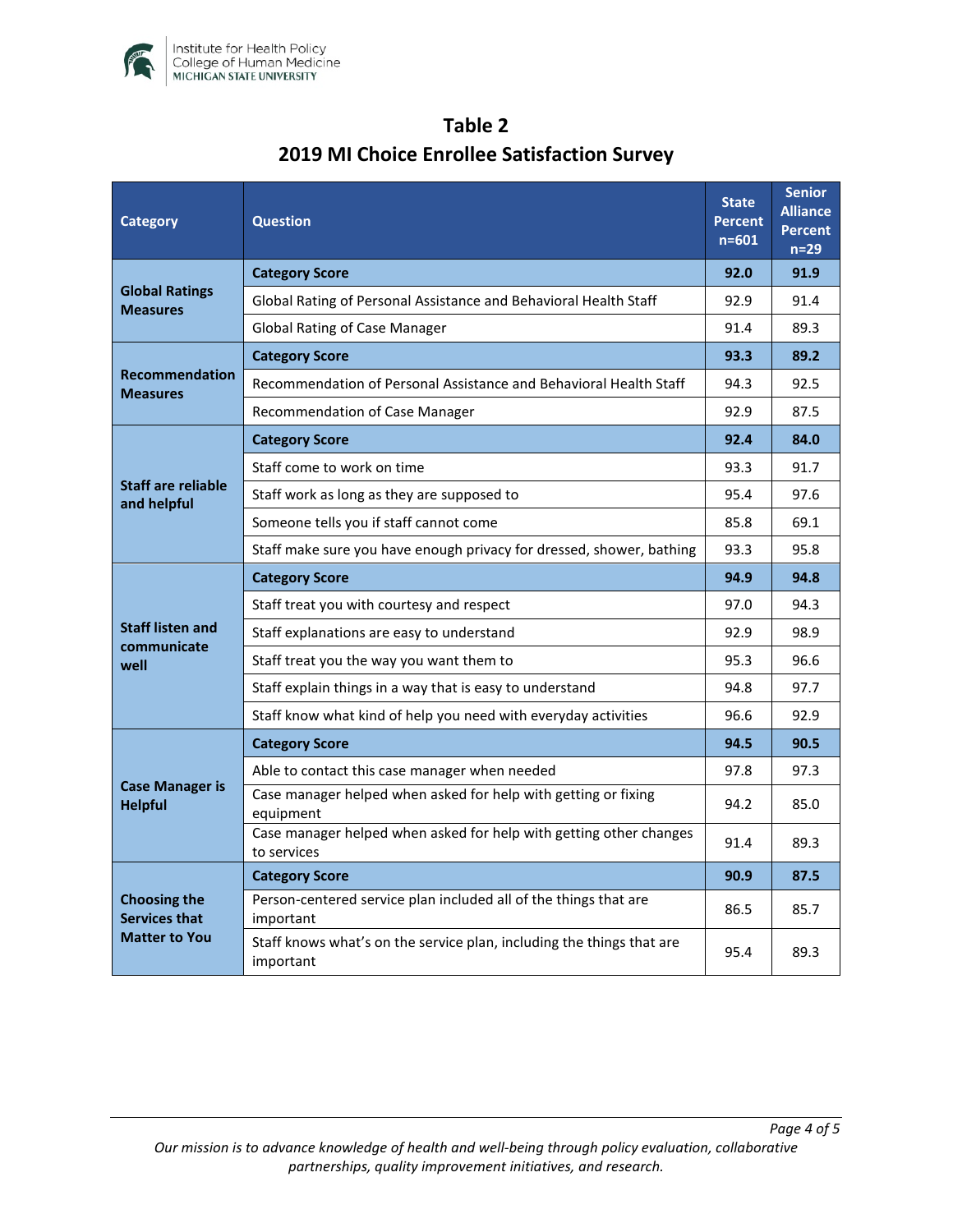# Table 2

## 2019 MI Choice Enrollee Satisfaction Survey

| Category | Question | State Percent n=601 | Senior Alliance Percent n=29 |
|---|---|---|---|
| Global Ratings Measures | **Category Score** | **92.0** | **91.9** |
| | Global Rating of Personal Assistance and Behavioral Health Staff | 92.9 | 91.4 |
| | Global Rating of Case Manager | 91.4 | 89.3 |
| Recommendation Measures | **Category Score** | **93.3** | **89.2** |
| | Recommendation of Personal Assistance and Behavioral Health Staff | 94.3 | 92.5 |
| | Recommendation of Case Manager | 92.9 | 87.5 |
| Staff are reliable and helpful | **Category Score** | **92.4** | **84.0** |
| | Staff come to work on time | 93.3 | 91.7 |
| | Staff work as long as they are supposed to | 95.4 | 97.6 |
| | Someone tells you if staff cannot come | 85.8 | 69.1 |
| | Staff make sure you have enough privacy for dressed, shower, bathing | 93.3 | 95.8 |
| Staff listen and communicate well | **Category Score** | **94.9** | **94.8** |
| | Staff treat you with courtesy and respect | 97.0 | 94.3 |
| | Staff explanations are easy to understand | 92.9 | 98.9 |
| | Staff treat you the way you want them to | 95.3 | 96.6 |
| | Staff explain things in a way that is easy to understand | 94.8 | 97.7 |
| | Staff know what kind of help you need with everyday activities | 96.6 | 92.9 |
| Case Manager is Helpful | **Category Score** | **94.5** | **90.5** |
| | Able to contact this case manager when needed | 97.8 | 97.3 |
| | Case manager helped when asked for help with getting or fixing equipment | 94.2 | 85.0 |
| | Case manager helped when asked for help with getting other changes to services | 91.4 | 89.3 |
| Choosing the Services that Matter to You | **Category Score** | **90.9** | **87.5** |
| | Person-centered service plan included all of the things that are important | 86.5 | 85.7 |
| | Staff knows what's on the service plan, including the things that are important | 95.4 | 89.3 |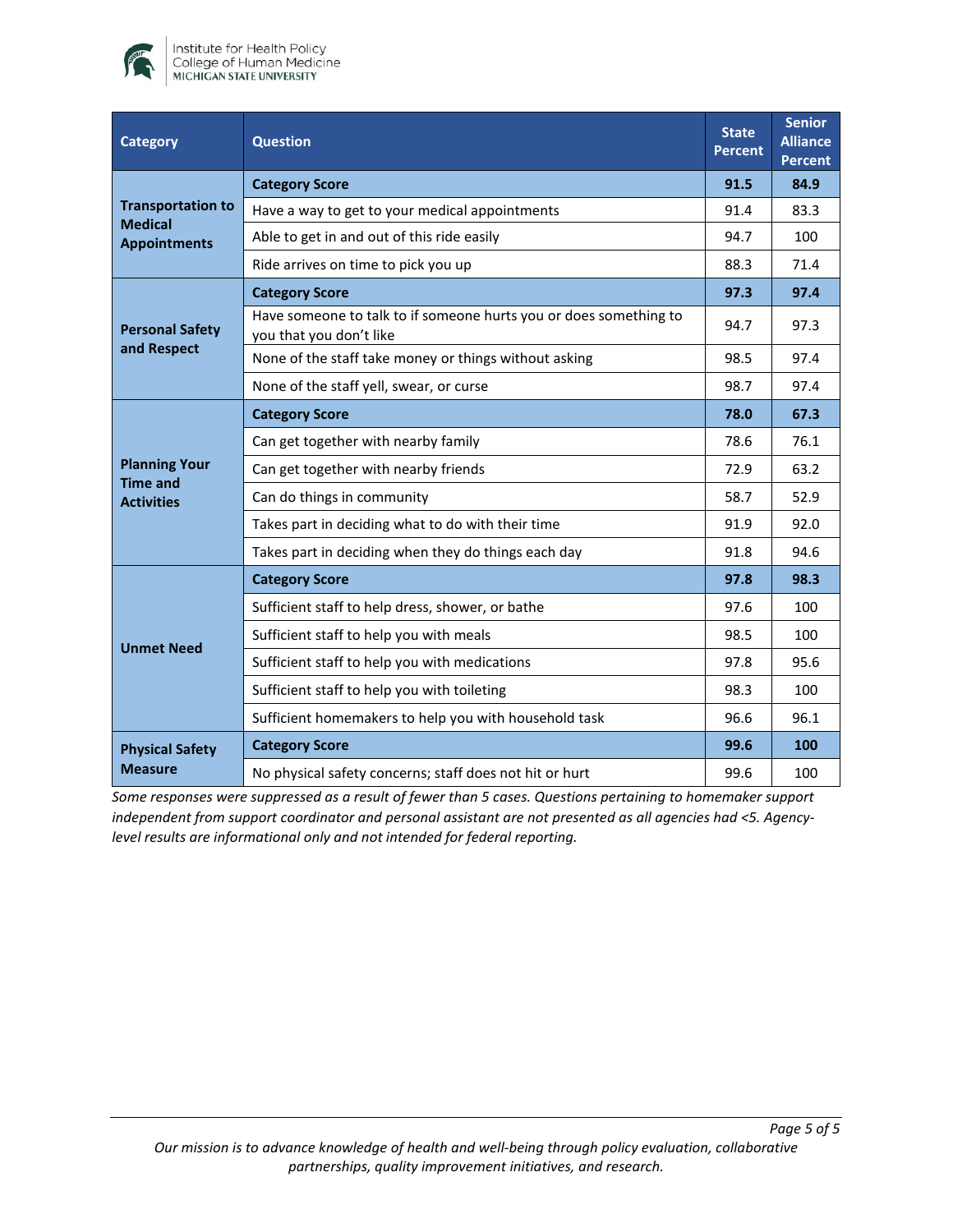| Category | Question | State Percent | Senior Alliance Percent |
|---|---|---|---|
| Transportation to Medical Appointments | **Category Score** | **91.5** | **84.9** |
| | Have a way to get to your medical appointments | 91.4 | 83.3 |
| | Able to get in and out of this ride easily | 94.7 | 100 |
| | Ride arrives on time to pick you up | 88.3 | 71.4 |
| Personal Safety and Respect | **Category Score** | **97.3** | **97.4** |
| | Have someone to talk to if someone hurts you or does something to you that you don't like | 94.7 | 97.3 |
| | None of the staff take money or things without asking | 98.5 | 97.4 |
| | None of the staff yell, swear, or curse | 98.7 | 97.4 |
| Planning Your Time and Activities | **Category Score** | **78.0** | **67.3** |
| | Can get together with nearby family | 78.6 | 76.1 |
| | Can get together with nearby friends | 72.9 | 63.2 |
| | Can do things in community | 58.7 | 52.9 |
| | Takes part in deciding what to do with their time | 91.9 | 92.0 |
| | Takes part in deciding when they do things each day | 91.8 | 94.6 |
| Unmet Need | **Category Score** | **97.8** | **98.3** |
| | Sufficient staff to help dress, shower, or bathe | 97.6 | 100 |
| | Sufficient staff to help you with meals | 98.5 | 100 |
| | Sufficient staff to help you with medications | 97.8 | 95.6 |
| | Sufficient staff to help you with toileting | 98.3 | 100 |
| | Sufficient homemakers to help you with household task | 96.6 | 96.1 |
| Physical Safety Measure | **Category Score** | **99.6** | **100** |
| | No physical safety concerns; staff does not hit or hurt | 99.6 | 100 |

*Some responses were suppressed as a result of fewer than 5 cases. Questions pertaining to homemaker support independent from support coordinator and personal assistant are not presented as all agencies had <5. Agency-level results are informational only and not intended for federal reporting.*